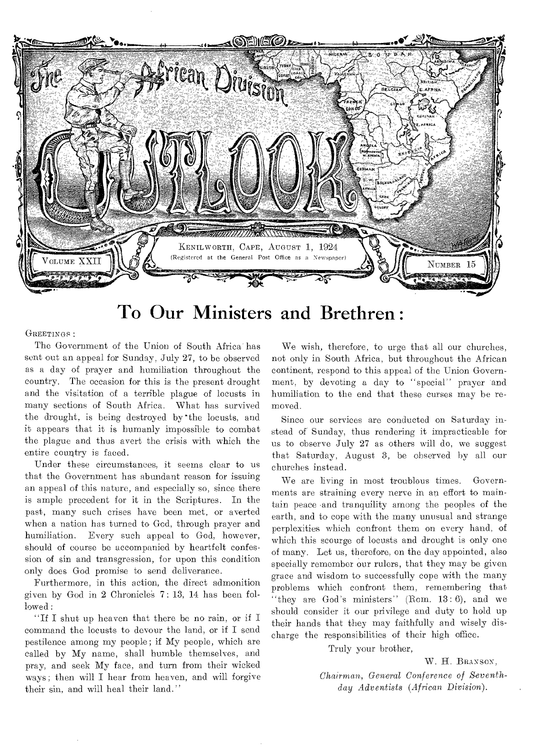# The African Division Outlook

KENILWORTH, CAPE, AUGUST 1, 1924

(Registered at the General Post Office as a Newspaper)

VOLUME XXII — NUMBER 15

## To Our Ministers and Brethren:

GREETINGS:

The Government of the Union of South Africa has sent out an appeal for Sunday, July 27, to be observed as a day of prayer and humiliation throughout the country. The occasion for this is the present drought and the visitation of a terrible plague of locusts in many sections of South Africa. What has survived the drought, is being destroyed by the locusts, and it appears that it is humanly impossible to combat the plague and thus avert the crisis with which the entire country is faced.

Under these circumstances, it seems clear to us that the Government has abundant reason for issuing an appeal of this nature, and especially so, since there is ample precedent for it in the Scriptures. In the past, many such crises have been met, or averted when a nation has turned to God, through prayer and humiliation. Every such appeal to God, however, should of course be accompanied by heartfelt confession of sin and transgression, for upon this condition only does God promise to send deliverance.

Furthermore, in this action, the direct admonition given by God in 2 Chronicles 7: 13, 14 has been followed:

"If I shut up heaven that there be no rain, or if I command the locusts to devour the land, or if I send pestilence among my people; if My people, which are called by My name, shall humble themselves, and pray, and seek My face, and turn from their wicked ways; then will I hear from heaven, and will forgive their sin, and will heal their land."

We wish, therefore, to urge that all our churches, not only in South Africa, but throughout the African continent, respond to this appeal of the Union Government, by devoting a day to "special" prayer and humiliation to the end that these curses may be removed.

Since our services are conducted on Saturday instead of Sunday, thus rendering it impracticable for us to observe July 27 as others will do, we suggest that Saturday, August 3, be observed by all our churches instead.

We are living in most troublous times. Governments are straining every nerve in an effort to maintain peace and tranquility among the peoples of the earth, and to cope with the many unusual and strange perplexities which confront them on every hand, of which this scourge of locusts and drought is only one of many. Let us, therefore, on the day appointed, also specially remember our rulers, that they may be given grace and wisdom to successfully cope with the many problems which confront them, remembering that "they are God's ministers" (Rom. 13: 6), and we should consider it our privilege and duty to hold up their hands that they may faithfully and wisely discharge the responsibilities of their high office.

Truly your brother,

W. H. BRANSON,

*Chairman, General Conference of Seventh-day Adventists (African Division).*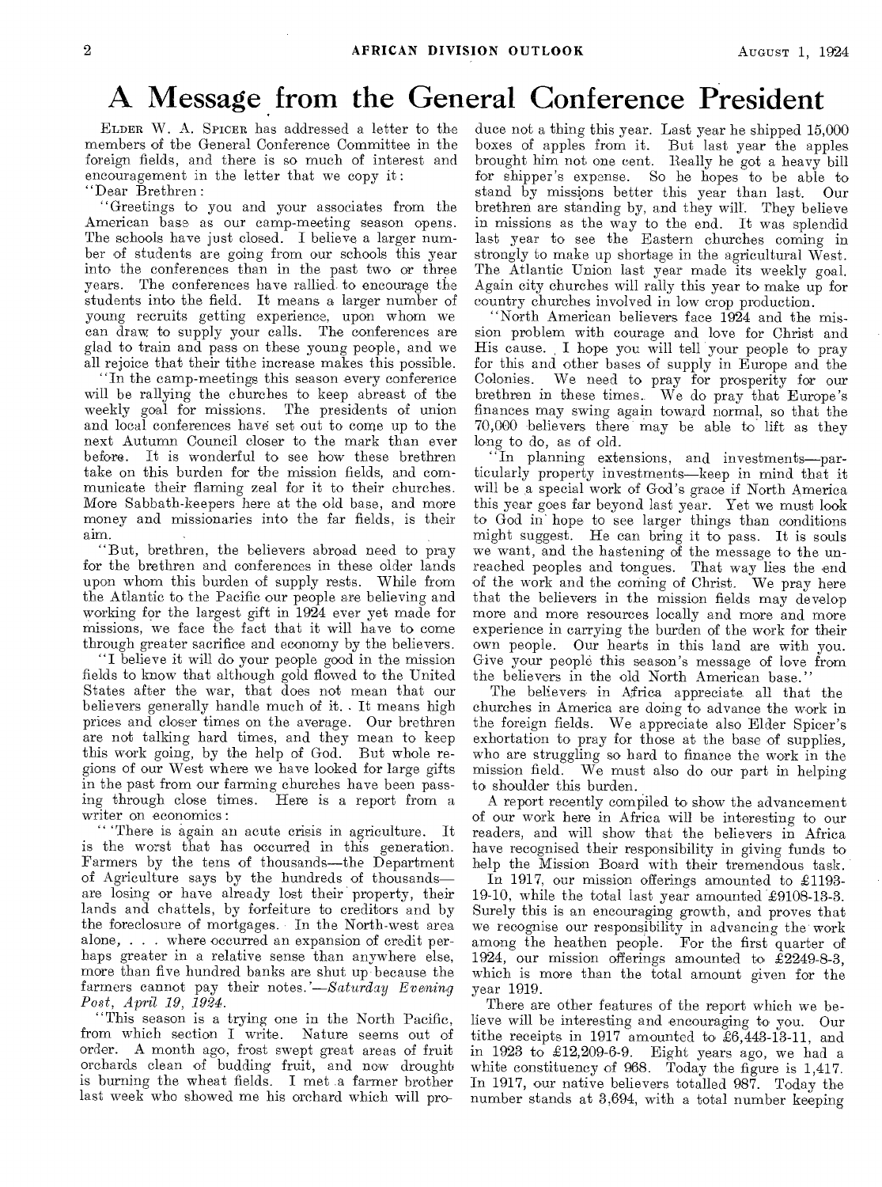# A Message from the General Conference President

ELDER W. A. SPICER has addressed a letter to the members of the General Conference Committee in the foreign fields, and there is so much of interest and encouragement in the letter that we copy it:

"Dear Brethren:

"Greetings to you and your associates from the American base as our camp-meeting season opens. The schools have just closed. I believe a larger number of students are going from our schools this year into the conferences than in the past two or three years. The conferences have rallied to encourage the students into the field. It means a larger number of young recruits getting experience, upon whom we can draw to supply your calls. The conferences are glad to train and pass on these young people, and we all rejoice that their tithe increase makes this possible.

"In the camp-meetings this season every conference will be rallying the churches to keep abreast of the weekly goal for missions. The presidents of union and local conferences have set out to come up to the next Autumn Council closer to the mark than ever before. It is wonderful to see how these brethren take on this burden for the mission fields, and communicate their flaming zeal for it to their churches. More Sabbath-keepers here at the old base, and more money and missionaries into the far fields, is their aim.

"But, brethren, the believers abroad need to pray for the brethren and conferences in these older lands upon whom this burden of supply rests. While from the Atlantic to the Pacific our people are believing and working for the largest gift in 1924 ever yet made for missions, we face the fact that it will have to come through greater sacrifice and economy by the believers.

"I believe it will do your people good in the mission fields to know that although gold flowed to the United States after the war, that does not mean that our believers generally handle much of it. It means high prices and closer times on the average. Our brethren are not talking hard times, and they mean to keep this work going, by the help of God. But whole regions of our West where we have looked for large gifts in the past from our farming churches have been passing through close times. Here is a report from a writer on economics:

"'There is again an acute crisis in agriculture. It is the worst that has occurred in this generation. Farmers by the tens of thousands—the Department of Agriculture says by the hundreds of thousands—are losing or have already lost their property, their lands and chattels, by forfeiture to creditors and by the foreclosure of mortgages. In the North-west area alone, . . . where occurred an expansion of credit perhaps greater in a relative sense than anywhere else, more than five hundred banks are shut up because the farmers cannot pay their notes.'—*Saturday Evening Post, April 19, 1924.*

"This season is a trying one in the North Pacific, from which section I write. Nature seems out of order. A month ago, frost swept great areas of fruit orchards clean of budding fruit, and now drought is burning the wheat fields. I met a farmer brother last week who showed me his orchard which will produce not a thing this year. Last year he shipped 15,000 boxes of apples from it. But last year the apples brought him not one cent. Really he got a heavy bill for shipper's expense. So he hopes to be able to stand by missions better this year than last. Our brethren are standing by, and they will. They believe in missions as the way to the end. It was splendid last year to see the Eastern churches coming in strongly to make up shortage in the agricultural West. The Atlantic Union last year made its weekly goal. Again city churches will rally this year to make up for country churches involved in low crop production.

"North American believers face 1924 and the mission problem with courage and love for Christ and His cause. I hope you will tell your people to pray for this and other bases of supply in Europe and the Colonies. We need to pray for prosperity for our brethren in these times. We do pray that Europe's finances may swing again toward normal, so that the 70,000 believers there may be able to lift as they long to do, as of old.

"In planning extensions, and investments—particularly property investments—keep in mind that it will be a special work of God's grace if North America this year goes far beyond last year. Yet we must look to God in hope to see larger things than conditions might suggest. He can bring it to pass. It is souls we want, and the hastening of the message to the unreached peoples and tongues. That way lies the end of the work and the coming of Christ. We pray here that the believers in the mission fields may develop more and more resources locally and more and more experience in carrying the burden of the work for their own people. Our hearts in this land are with you. Give your people this season's message of love from the believers in the old North American base."

The believers in Africa appreciate all that the churches in America are doing to advance the work in the foreign fields. We appreciate also Elder Spicer's exhortation to pray for those at the base of supplies, who are struggling so hard to finance the work in the mission field. We must also do our part in helping to shoulder this burden.

A report recently compiled to show the advancement of our work here in Africa will be interesting to our readers, and will show that the believers in Africa have recognised their responsibility in giving funds to help the Mission Board with their tremendous task.

In 1917, our mission offerings amounted to £1193-19-10, while the total last year amounted £9108-13-3. Surely this is an encouraging growth, and proves that we recognise our responsibility in advancing the work among the heathen people. For the first quarter of 1924, our mission offerings amounted to £2249-8-3, which is more than the total amount given for the year 1919.

There are other features of the report which we believe will be interesting and encouraging to you. Our tithe receipts in 1917 amounted to £6,443-13-11, and in 1923 to £12,209-6-9. Eight years ago, we had a white constituency of 968. Today the figure is 1,417. In 1917, our native believers totalled 987. Today the number stands at 3,694, with a total number keeping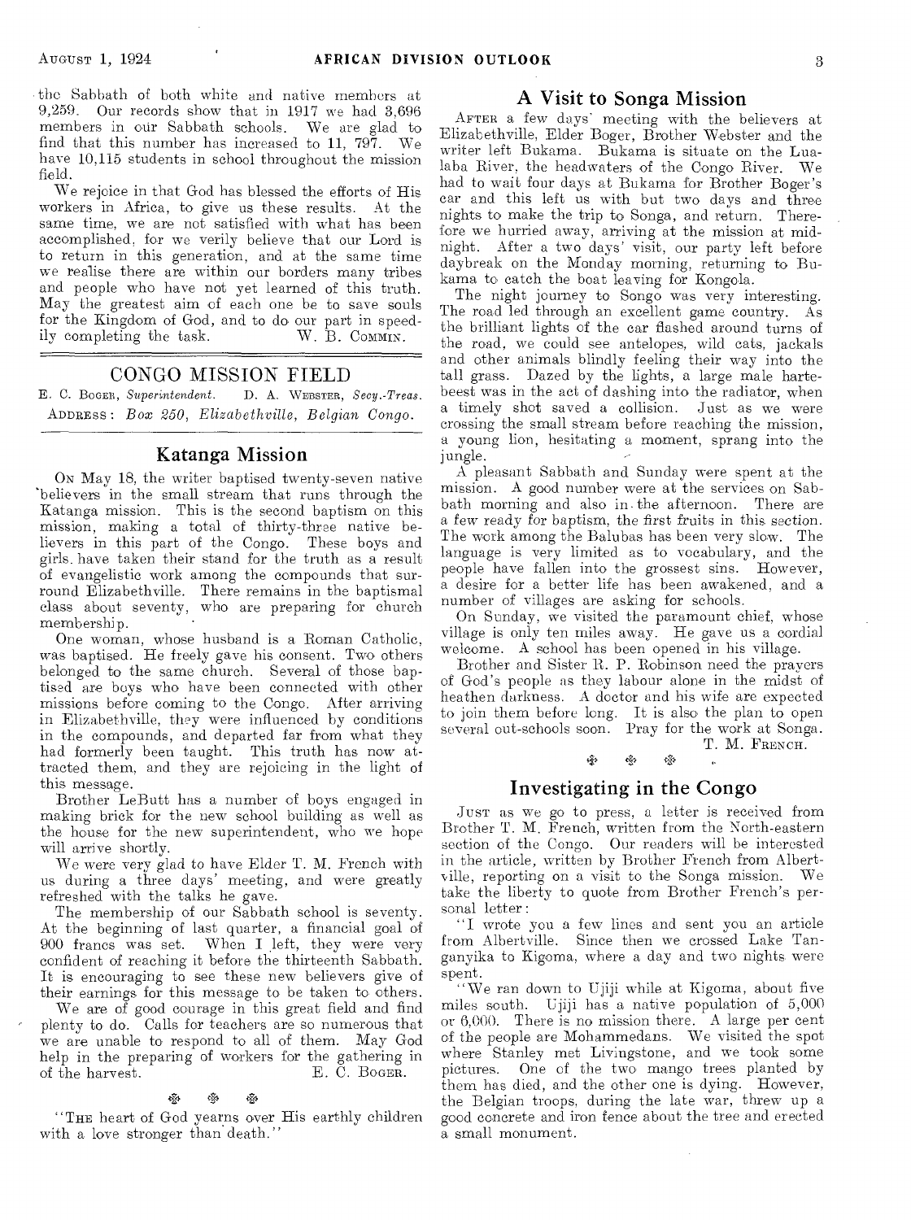the Sabbath of both white and native members at 9,259. Our records show that in 1917 we had 3,696 members in our Sabbath schools. We are glad to find that this number has increased to 11, 797. We have 10,115 students in school throughout the mission field.

We rejoice in that God has blessed the efforts of His workers in Africa, to give us these results. At the same time, we are not satisfied with what has been accomplished, for we verily believe that our Lord is to return in this generation, and at the same time we realise there are within our borders many tribes and people who have not yet learned of this truth. May the greatest aim of each one be to save souls for the Kingdom of God, and to do our part in speedily completing the task.

W. B. COMMIN.

## CONGO MISSION FIELD

E. C. BOGER, *Superintendent*. D. A. WEBSTER, *Secy.-Treas.*

ADDRESS: *Box 250, Elizabethville, Belgian Congo.*

### Katanga Mission

ON May 18, the writer baptised twenty-seven native believers in the small stream that runs through the Katanga mission. This is the second baptism on this mission, making a total of thirty-three native believers in this part of the Congo. These boys and girls have taken their stand for the truth as a result of evangelistic work among the compounds that surround Elizabethville. There remains in the baptismal class about seventy, who are preparing for church membership.

One woman, whose husband is a Roman Catholic, was baptised. He freely gave his consent. Two others belonged to the same church. Several of those baptised are boys who have been connected with other missions before coming to the Congo. After arriving in Elizabethville, they were influenced by conditions in the compounds, and departed far from what they had formerly been taught. This truth has now attracted them, and they are rejoicing in the light of this message.

Brother LeButt has a number of boys engaged in making brick for the new school building as well as the house for the new superintendent, who we hope will arrive shortly.

We were very glad to have Elder T. M. French with us during a three days' meeting, and were greatly refreshed with the talks he gave.

The membership of our Sabbath school is seventy. At the beginning of last quarter, a financial goal of 900 francs was set. When I left, they were very confident of reaching it before the thirteenth Sabbath. It is encouraging to see these new believers give of their earnings for this message to be taken to others.

We are of good courage in this great field and find plenty to do. Calls for teachers are so numerous that we are unable to respond to all of them. May God help in the preparing of workers for the gathering in of the harvest.

E. C. BOGER.

"THE heart of God yearns over His earthly children with a love stronger than death."

### A Visit to Songa Mission

AFTER a few days' meeting with the believers at Elizabethville, Elder Boger, Brother Webster and the writer left Bukama. Bukama is situate on the Lualaba River, the headwaters of the Congo River. We had to wait four days at Bukama for Brother Boger's car and this left us with but two days and three nights to make the trip to Songa, and return. Therefore we hurried away, arriving at the mission at midnight. After a two days' visit, our party left before daybreak on the Monday morning, returning to Bukama to catch the boat leaving for Kongola.

The night journey to Songo was very interesting. The road led through an excellent game country. As the brilliant lights of the car flashed around turns of the road, we could see antelopes, wild cats, jackals and other animals blindly feeling their way into the tall grass. Dazed by the lights, a large male hartebeest was in the act of dashing into the radiator, when a timely shot saved a collision. Just as we were crossing the small stream before reaching the mission, a young lion, hesitating a moment, sprang into the jungle.

A pleasant Sabbath and Sunday were spent at the mission. A good number were at the services on Sabbath morning and also in the afternoon. There are a few ready for baptism, the first fruits in this section. The work among the Balubas has been very slow. The language is very limited as to vocabulary, and the people have fallen into the grossest sins. However, a desire for a better life has been awakened, and a number of villages are asking for schools.

On Sunday, we visited the paramount chief, whose village is only ten miles away. He gave us a cordial welcome. A school has been opened in his village.

Brother and Sister R. P. Robinson need the prayers of God's people as they labour alone in the midst of heathen darkness. A doctor and his wife are expected to join them before long. It is also the plan to open several out-schools soon. Pray for the work at Songa.

T. M. FRENCH.

### Investigating in the Congo

JUST as we go to press, a letter is received from Brother T. M. French, written from the North-eastern section of the Congo. Our readers will be interested in the article, written by Brother French from Albertville, reporting on a visit to the Songa mission. We take the liberty to quote from Brother French's personal letter:

"I wrote you a few lines and sent you an article from Albertville. Since then we crossed Lake Tanganyika to Kigoma, where a day and two nights were spent.

"We ran down to Ujiji while at Kigoma, about five miles south. Ujiji has a native population of 5,000 or 6,000. There is no mission there. A large per cent of the people are Mohammedans. We visited the spot where Stanley met Livingstone, and we took some pictures. One of the two mango trees planted by them has died, and the other one is dying. However, the Belgian troops, during the late war, threw up a good concrete and iron fence about the tree and erected a small monument.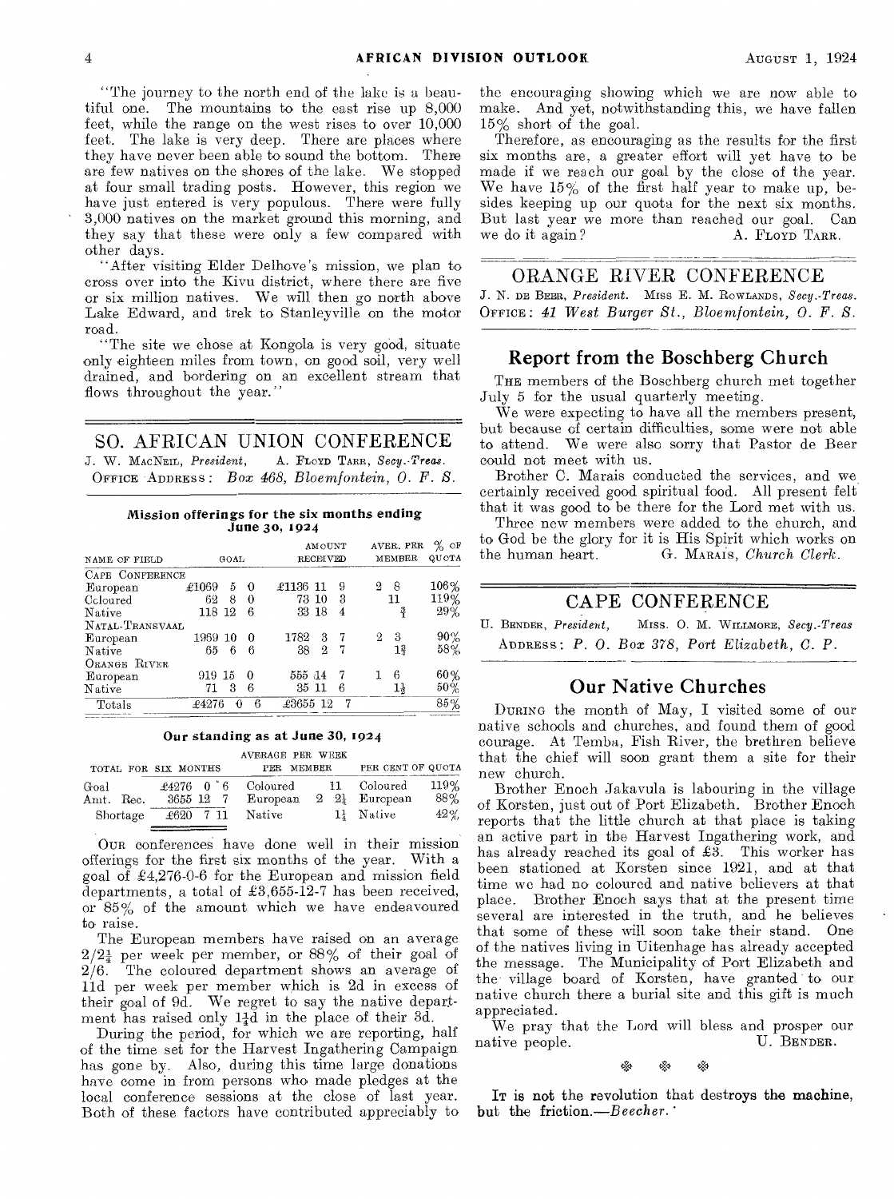"The journey to the north end of the lake is a beautiful one. The mountains to the east rise up 8,000 feet, while the range on the west rises to over 10,000 feet. The lake is very deep. There are places where they have never been able to sound the bottom. There are few natives on the shores of the lake. We stopped at four small trading posts. However, this region we have just entered is very populous. There were fully 3,000 natives on the market ground this morning, and they say that these were only a few compared with other days.

"After visiting Elder Delhove's mission, we plan to cross over into the Kivu district, where there are five or six million natives. We will then go north above Lake Edward, and trek to Stanleyville on the motor road.

"The site we chose at Kongola is very good, situate only eighteen miles from town, on good soil, very well drained, and bordering on an excellent stream that flows throughout the year."

## SO. AFRICAN UNION CONFERENCE

J. W. MacNeil, *President*, A. Floyd Tarr, *Secy.-Treas.*
Office Address: *Box 468, Bloemfontein, O. F. S.*

### Mission offerings for the six months ending June 30, 1924

| NAME OF FIELD | GOAL | AMOUNT RECEIVED | AVER. PER MEMBER | % OF QUOTA |
|---|---|---|---|---|
| CAPE CONFERENCE | | | | |
| European | £1069 5 0 | £1136 11 9 | 2 8 | 106% |
| Coloured | 62 8 0 | 73 10 3 | 11 | 119% |
| Native | 118 12 6 | 33 18 4 | ¾ | 29% |
| NATAL-TRANSVAAL | | | | |
| European | 1969 10 0 | 1782 3 7 | 2 3 | 90% |
| Native | 65 6 6 | 38 2 7 | 1¾ | 58% |
| ORANGE RIVER | | | | |
| European | 919 15 0 | 555 14 7 | 1 6 | 60% |
| Native | 71 3 6 | 35 11 6 | 1½ | 50% |
| Totals | £4276 0 6 | £3655 12 7 | | 85% |

### Our standing as at June 30, 1924

| TOTAL FOR SIX MONTHS | | AVERAGE PER WEEK PER MEMBER | | PER CENT OF QUOTA | |
|---|---|---|---|---|---|
| Goal | £4276 0 6 | Coloured | 11 | Coloured | 119% |
| Amt. Rec. | 3655 12 7 | European | 2 2¼ | European | 88% |
| Shortage | £620 7 11 | Native | 1¼ | Native | 42% |

Our conferences have done well in their mission offerings for the first six months of the year. With a goal of £4,276-0-6 for the European and mission field departments, a total of £3,655-12-7 has been received, or 85% of the amount which we have endeavoured to raise.

The European members have raised on an average 2/2¼ per week per member, or 88% of their goal of 2/6. The coloured department shows an average of 11d per week per member which is 2d in excess of their goal of 9d. We regret to say the native department has raised only 1¼d in the place of their 3d.

During the period, for which we are reporting, half of the time set for the Harvest Ingathering Campaign has gone by. Also, during this time large donations have come in from persons who made pledges at the local conference sessions at the close of last year. Both of these factors have contributed appreciably to the encouraging showing which we are now able to make. And yet, notwithstanding this, we have fallen 15% short of the goal.

Therefore, as encouraging as the results for the first six months are, a greater effort will yet have to be made if we reach our goal by the close of the year. We have 15% of the first half year to make up, besides keeping up our quota for the next six months. But last year we more than reached our goal. Can we do it again? A. Floyd Tarr.

## ORANGE RIVER CONFERENCE

J. N. de Beer, *President*. Miss E. M. Rowlands, *Secy.-Treas.*
Office: *41 West Burger St., Bloemfontein, O. F. S.*

### Report from the Boschberg Church

The members of the Boschberg church met together July 5 for the usual quarterly meeting.

We were expecting to have all the members present, but because of certain difficulties, some were not able to attend. We were also sorry that Pastor de Beer could not meet with us.

Brother C. Marais conducted the services, and we certainly received good spiritual food. All present felt that it was good to be there for the Lord met with us.

Three new members were added to the church, and to God be the glory for it is His Spirit which works on the human heart. G. Marais, *Church Clerk*.

## CAPE CONFERENCE

U. Bender, *President*, Miss. O. M. Willmore, *Secy.-Treas*
Address: *P. O. Box 378, Port Elizabeth, C. P.*

### Our Native Churches

During the month of May, I visited some of our native schools and churches, and found them of good courage. At Temba, Fish River, the brethren believe that the chief will soon grant them a site for their new church.

Brother Enoch Jakavula is labouring in the village of Korsten, just out of Port Elizabeth. Brother Enoch reports that the little church at that place is taking an active part in the Harvest Ingathering work, and has already reached its goal of £3. This worker has been stationed at Korsten since 1921, and at that time we had no coloured and native believers at that place. Brother Enoch says that at the present time several are interested in the truth, and he believes that some of these will soon take their stand. One of the natives living in Uitenhage has already accepted the message. The Municipality of Port Elizabeth and the village board of Korsten, have granted to our native church there a burial site and this gift is much appreciated.

We pray that the Lord will bless and prosper our native people. U. Bender.

**It is not the revolution that destroys the machine, but the friction.**—*Beecher.*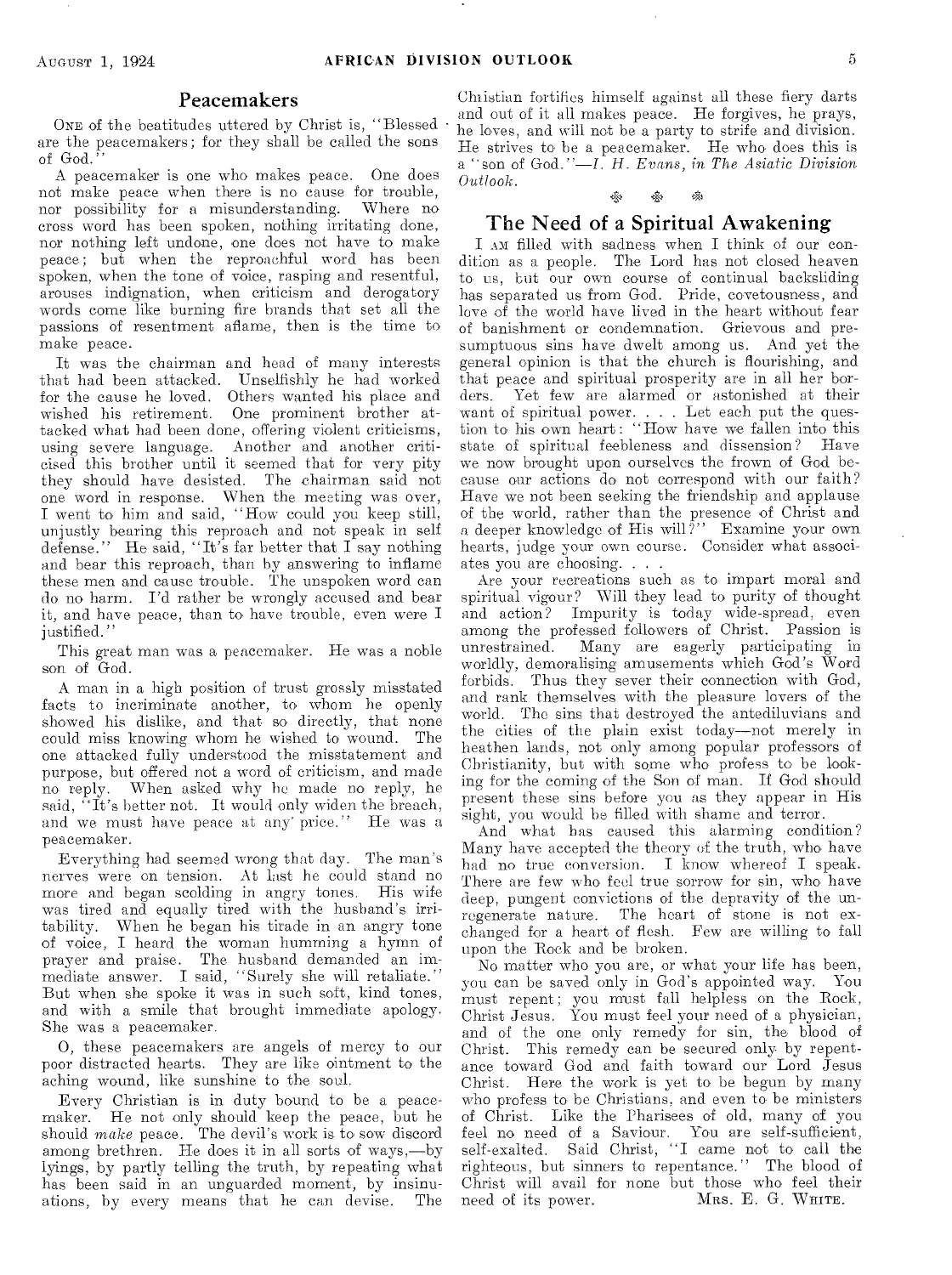## Peacemakers

One of the beatitudes uttered by Christ is, "Blessed are the peacemakers; for they shall be called the sons of God."

A peacemaker is one who makes peace. One does not make peace when there is no cause for trouble, nor possibility for a misunderstanding. Where no cross word has been spoken, nothing irritating done, nor nothing left undone, one does not have to make peace; but when the reproachful word has been spoken, when the tone of voice, rasping and resentful, arouses indignation, when criticism and derogatory words come like burning fire brands that set all the passions of resentment aflame, then is the time to make peace.

It was the chairman and head of many interests that had been attacked. Unselfishly he had worked for the cause he loved. Others wanted his place and wished his retirement. One prominent brother attacked what had been done, offering violent criticisms, using severe language. Another and another criticised this brother until it seemed that for very pity they should have desisted. The chairman said not one word in response. When the meeting was over, I went to him and said, "How could you keep still, unjustly bearing this reproach and not speak in self defense." He said, "It's far better that I say nothing and bear this reproach, than by answering to inflame these men and cause trouble. The unspoken word can do no harm. I'd rather be wrongly accused and bear it, and have peace, than to have trouble, even were I justified."

This great man was a peacemaker. He was a noble son of God.

A man in a high position of trust grossly misstated facts to incriminate another, to whom he openly showed his dislike, and that so directly, that none could miss knowing whom he wished to wound. The one attacked fully understood the misstatement and purpose, but offered not a word of criticism, and made no reply. When asked why he made no reply, he said, "It's better not. It would only widen the breach, and we must have peace at any price." He was a peacemaker.

Everything had seemed wrong that day. The man's nerves were on tension. At last he could stand no more and began scolding in angry tones. His wife was tired and equally tired with the husband's irritability. When he began his tirade in an angry tone of voice, I heard the woman humming a hymn of prayer and praise. The husband demanded an immediate answer. I said, "Surely she will retaliate." But when she spoke it was in such soft, kind tones, and with a smile that brought immediate apology. She was a peacemaker.

O, these peacemakers are angels of mercy to our poor distracted hearts. They are like ointment to the aching wound, like sunshine to the soul.

Every Christian is in duty bound to be a peacemaker. He not only should keep the peace, but he should *make* peace. The devil's work is to sow discord among brethren. He does it in all sorts of ways,—by lyings, by partly telling the truth, by repeating what has been said in an unguarded moment, by insinuations, by every means that he can devise. The Christian fortifies himself against all these fiery darts and out of it all makes peace. He forgives, he prays, he loves, and will not be a party to strife and division. He strives to be a peacemaker. He who does this is a "son of God."—*I. H. Evans, in The Asiatic Division Outlook.*

## The Need of a Spiritual Awakening

I am filled with sadness when I think of our condition as a people. The Lord has not closed heaven to us, but our own course of continual backsliding has separated us from God. Pride, covetousness, and love of the world have lived in the heart without fear of banishment or condemnation. Grievous and presumptuous sins have dwelt among us. And yet the general opinion is that the church is flourishing, and that peace and spiritual prosperity are in all her borders. Yet few are alarmed or astonished at their want of spiritual power. . . . Let each put the question to his own heart: "How have we fallen into this state of spiritual feebleness and dissension? Have we now brought upon ourselves the frown of God because our actions do not correspond with our faith? Have we not been seeking the friendship and applause of the world, rather than the presence of Christ and a deeper knowledge of His will?" Examine your own hearts, judge your own course. Consider what associates you are choosing. . . .

Are your recreations such as to impart moral and spiritual vigour? Will they lead to purity of thought and action? Impurity is today wide-spread, even among the professed followers of Christ. Passion is unrestrained. Many are eagerly participating in worldly, demoralising amusements which God's Word forbids. Thus they sever their connection with God, and rank themselves with the pleasure lovers of the world. The sins that destroyed the antediluvians and the cities of the plain exist today—not merely in heathen lands, not only among popular professors of Christianity, but with some who profess to be looking for the coming of the Son of man. If God should present these sins before you as they appear in His sight, you would be filled with shame and terror.

And what has caused this alarming condition? Many have accepted the theory of the truth, who have had no true conversion. I know whereof I speak. There are few who feel true sorrow for sin, who have deep, pungent convictions of the depravity of the unregenerate nature. The heart of stone is not exchanged for a heart of flesh. Few are willing to fall upon the Rock and be broken.

No matter who you are, or what your life has been, you can be saved only in God's appointed way. You must repent; you must fall helpless on the Rock, Christ Jesus. You must feel your need of a physician, and of the one only remedy for sin, the blood of Christ. This remedy can be secured only by repentance toward God and faith toward our Lord Jesus Christ. Here the work is yet to be begun by many who profess to be Christians, and even to be ministers of Christ. Like the Pharisees of old, many of you feel no need of a Saviour. You are self-sufficient, self-exalted. Said Christ, "I came not to call the righteous, but sinners to repentance." The blood of Christ will avail for none but those who feel their need of its power.

Mrs. E. G. White.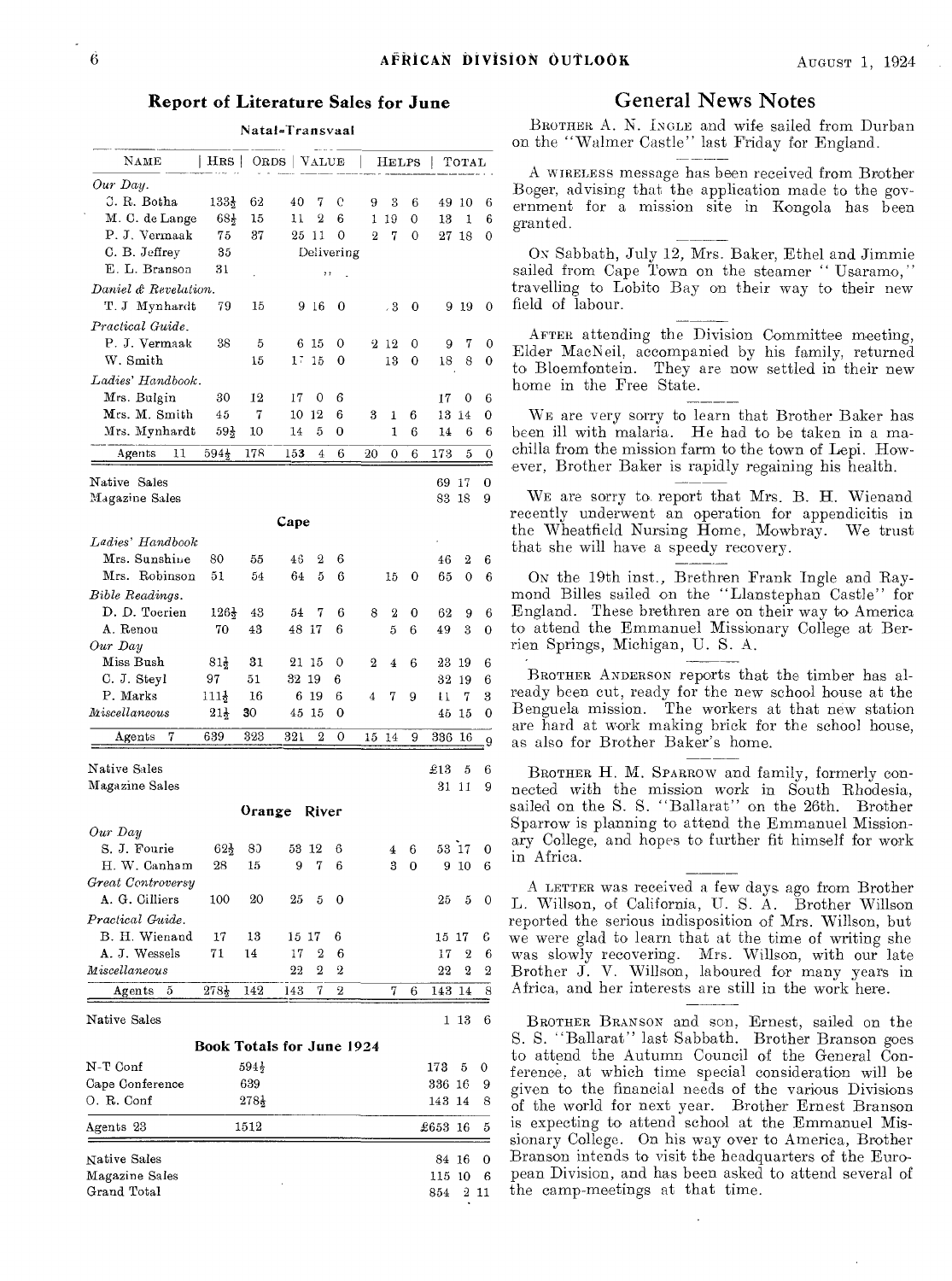## Report of Literature Sales for June

### Natal-Transvaal

| NAME | HRS | ORDS | VALUE | HELPS | TOTAL |
|---|---|---|---|---|---|
| *Our Day.* | | | | | |
| C. R. Botha | 133½ | 62 | 40 7 0 | 9 3 6 | 49 10 6 |
| M. C. de Lange | 68½ | 15 | 11 2 6 | 1 19 0 | 13 1 6 |
| P. J. Vermaak | 75 | 37 | 25 11 0 | 2 7 0 | 27 18 0 |
| C. B. Jeffrey | 35 | | Delivering | | |
| E. L. Branson | 31 | | ,, | | |
| *Daniel & Revelation.* | | | | | |
| T. J. Mynhardt | 79 | 15 | 9 16 0 | 3 0 | 9 19 0 |
| *Practical Guide.* | | | | | |
| P. J. Vermaak | 38 | 5 | 6 15 0 | 2 12 0 | 9 7 0 |
| W. Smith | | 15 | 17 15 0 | 13 0 | 18 8 0 |
| *Ladies' Handbook.* | | | | | |
| Mrs. Bulgin | 30 | 12 | 17 0 6 | | 17 0 6 |
| Mrs. M. Smith | 45 | 7 | 10 12 6 | 3 1 6 | 13 14 0 |
| Mrs. Mynhardt | 59½ | 10 | 14 5 0 | 1 6 | 14 6 6 |
| Agents 11 | 594½ | 178 | 153 4 6 | 20 0 6 | 173 5 0 |
| Native Sales | | | | | 69 17 0 |
| Magazine Sales | | | | | 83 18 9 |

### Cape

| NAME | HRS | ORDS | VALUE | HELPS | TOTAL |
|---|---|---|---|---|---|
| *Ladies' Handbook* | | | | | |
| Mrs. Sunshine | 80 | 55 | 46 2 6 | | 46 2 6 |
| Mrs. Robinson | 51 | 54 | 64 5 6 | 15 0 | 65 0 6 |
| *Bible Readings.* | | | | | |
| D. D. Toerien | 126½ | 43 | 54 7 6 | 8 2 0 | 62 9 6 |
| A. Renou | 70 | 43 | 48 17 6 | 5 6 | 49 3 0 |
| *Our Day* | | | | | |
| Miss Bush | 81½ | 31 | 21 15 0 | 2 4 6 | 23 19 6 |
| C. J. Steyl | 97 | 51 | 32 19 6 | | 32 19 6 |
| P. Marks | 111½ | 16 | 6 19 6 | 4 7 9 | 11 7 3 |
| *Miscellaneous* | 21½ | 30 | 45 15 0 | | 45 15 0 |
| Agents 7 | 639 | 323 | 321 2 0 | 15 14 9 | 336 16 9 |
| Native Sales | | | | | £13 5 6 |
| Magazine Sales | | | | | 31 11 9 |

### Orange River

| NAME | HRS | ORDS | VALUE | HELPS | TOTAL |
|---|---|---|---|---|---|
| *Our Day* | | | | | |
| S. J. Fourie | 62½ | 80 | 53 12 6 | 4 6 | 53 17 0 |
| H. W. Canham | 28 | 15 | 9 7 6 | 3 0 | 9 10 6 |
| *Great Controversy* | | | | | |
| A. G. Cilliers | 100 | 20 | 25 5 0 | | 25 5 0 |
| *Practical Guide.* | | | | | |
| B. H. Wienand | 17 | 13 | 15 17 6 | | 15 17 6 |
| A. J. Wessels | 71 | 14 | 17 2 6 | | 17 2 6 |
| *Miscellaneous* | | | 22 2 2 | | 22 2 2 |
| Agents 5 | 278½ | 142 | 143 7 2 | 7 6 | 143 14 8 |
| Native Sales | | | | | 1 13 6 |

### Book Totals for June 1924

| | HRS | TOTAL |
|---|---|---|
| N-T Conf | 594½ | 173 5 0 |
| Cape Conference | 639 | 336 16 9 |
| O. R. Conf | 278½ | 143 14 8 |
| Agents 23 | 1512 | £653 16 5 |
| Native Sales | | 84 16 0 |
| Magazine Sales | | 115 10 6 |
| Grand Total | | 854 2 11 |

## General News Notes

BROTHER A. N. INGLE and wife sailed from Durban on the "Walmer Castle" last Friday for England.

A WIRELESS message has been received from Brother Boger, advising that the application made to the government for a mission site in Kongola has been granted.

ON Sabbath, July 12, Mrs. Baker, Ethel and Jimmie sailed from Cape Town on the steamer "Usaramo," travelling to Lobito Bay on their way to their new field of labour.

AFTER attending the Division Committee meeting, Elder MacNeil, accompanied by his family, returned to Bloemfontein. They are now settled in their new home in the Free State.

WE are very sorry to learn that Brother Baker has been ill with malaria. He had to be taken in a machilla from the mission farm to the town of Lepi. However, Brother Baker is rapidly regaining his health.

WE are sorry to report that Mrs. B. H. Wienand recently underwent an operation for appendicitis in the Wheatfield Nursing Home, Mowbray. We trust that she will have a speedy recovery.

ON the 19th inst., Brethren Frank Ingle and Raymond Billes sailed on the "Llanstephan Castle" for England. These brethren are on their way to America to attend the Emmanuel Missionary College at Berrien Springs, Michigan, U. S. A.

BROTHER ANDERSON reports that the timber has already been cut, ready for the new school house at the Benguela mission. The workers at that new station are hard at work making brick for the school house, as also for Brother Baker's home.

BROTHER H. M. SPARROW and family, formerly connected with the mission work in South Rhodesia, sailed on the S. S. "Ballarat" on the 26th. Brother Sparrow is planning to attend the Emmanuel Missionary College, and hopes to further fit himself for work in Africa.

A LETTER was received a few days ago from Brother L. Willson, of California, U. S. A. Brother Willson reported the serious indisposition of Mrs. Willson, but we were glad to learn that at the time of writing she was slowly recovering. Mrs. Willson, with our late Brother J. V. Willson, laboured for many years in Africa, and her interests are still in the work here.

BROTHER BRANSON and son, Ernest, sailed on the S. S. "Ballarat" last Sabbath. Brother Branson goes to attend the Autumn Council of the General Conference, at which time special consideration will be given to the financial needs of the various Divisions of the world for next year. Brother Ernest Branson is expecting to attend school at the Emmanuel Missionary College. On his way over to America, Brother Branson intends to visit the headquarters of the European Division, and has been asked to attend several of the camp-meetings at that time.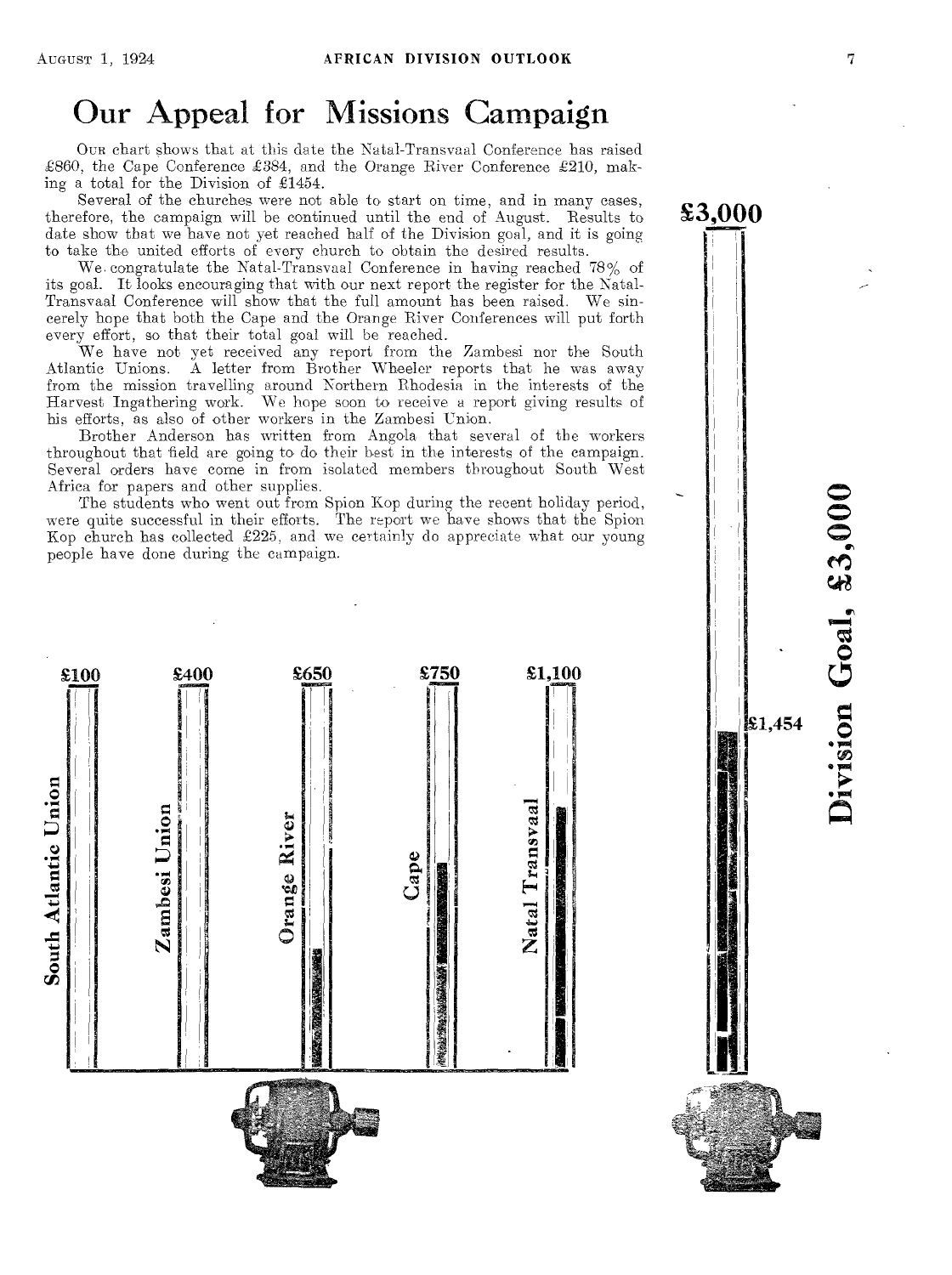# Our Appeal for Missions Campaign

Our chart shows that at this date the Natal-Transvaal Conference has raised £860, the Cape Conference £384, and the Orange River Conference £210, making a total for the Division of £1454.

Several of the churches were not able to start on time, and in many cases, therefore, the campaign will be continued until the end of August. Results to date show that we have not yet reached half of the Division goal, and it is going to take the united efforts of every church to obtain the desired results.

We congratulate the Natal-Transvaal Conference in having reached 78% of its goal. It looks encouraging that with our next report the register for the Natal-Transvaal Conference will show that the full amount has been raised. We sincerely hope that both the Cape and the Orange River Conferences will put forth every effort, so that their total goal will be reached.

We have not yet received any report from the Zambesi nor the South Atlantic Unions. A letter from Brother Wheeler reports that he was away from the mission travelling around Northern Rhodesia in the interests of the Harvest Ingathering work. We hope soon to receive a report giving results of his efforts, as also of other workers in the Zambesi Union.

Brother Anderson has written from Angola that several of the workers throughout that field are going to do their best in the interests of the campaign. Several orders have come in from isolated members throughout South West Africa for papers and other supplies.

The students who went out from Spion Kop during the recent holiday period, were quite successful in their efforts. The report we have shows that the Spion Kop church has collected £225, and we certainly do appreciate what our young people have done during the campaign.

South Atlantic Union — £100

Zambesi Union — £400

Orange River — £650

Cape — £750

Natal Transvaal — £1,100

Division Goal, £3,000 — £3,000 — £1,454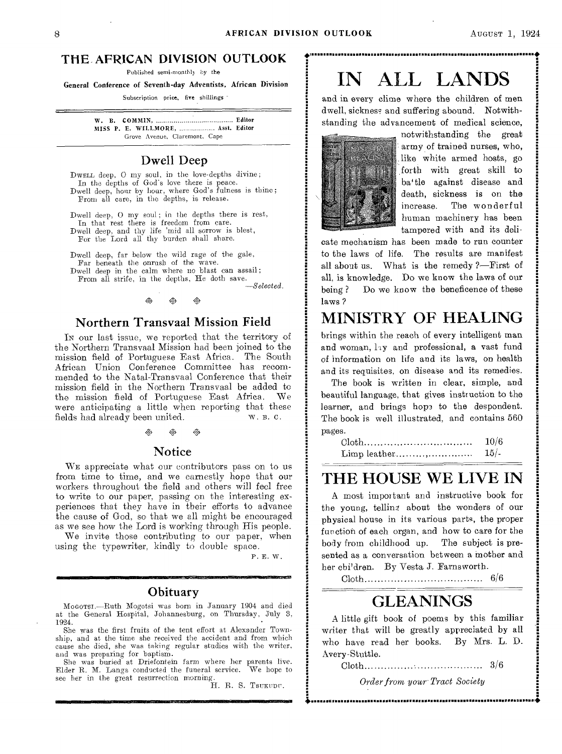# THE AFRICAN DIVISION OUTLOOK

Published semi-monthly by the

General Conference of Seventh-day Adventists, African Division

Subscription price, five shillings

W. B. COMMIN, ........................................ Editor
MISS P. E. WILLMORE, .................. Asst. Editor
Grove Avenue, Claremont, Cape

## Dwell Deep

DWELL deep, O my soul, in the love-depths divine;
In the depths of God's love there is peace.
Dwell deep, hour by hour, where God's fulness is thine;
From all care, in the depths, is release.

Dwell deep, O my soul; in the depths there is rest,
In that rest there is freedom from care.
Dwell deep, and thy life 'mid all sorrow is blest,
For the Lord all thy burden shall share.

Dwell deep, far below the wild rage of the gale,
Far beneath the onrush of the wave.
Dwell deep in the calm where no blast can assail;
From all strife, in the depths, He doth save.

*—Selected.*

## Northern Transvaal Mission Field

IN our last issue, we reported that the territory of the Northern Transvaal Mission had been joined to the mission field of Portuguese East Africa. The South African Union Conference Committee has recommended to the Natal-Transvaal Conference that their mission field in the Northern Transvaal be added to the mission field of Portuguese East Africa. We were anticipating a little when reporting that these fields had already been united.

W. B. C.

## Notice

WE appreciate what our contributors pass on to us from time to time, and we earnestly hope that our workers throughout the field and others will feel free to write to our paper, passing on the interesting experiences that they have in their efforts to advance the cause of God, so that we all might be encouraged as we see how the Lord is working through His people.

We invite those contributing to our paper, when using the typewriter, kindly to double space.

P. E. W.

## Obituary

MOGOTSI.—Ruth Mogotsi was born in January 1904 and died at the General Hospital, Johannesburg, on Thursday, July 3, 1924.

She was the first fruits of the tent effort at Alexander Township, and at the time she received the accident and from which cause she died, she was taking regular studies with the writer, and was preparing for baptism.

She was buried at Driefontein farm where her parents live. Elder R. M. Langa conducted the funeral service. We hope to see her in the great resurrection morning.

H. R. S. TSUKUDU.

# IN ALL LANDS

and in every clime where the children of men dwell, sickness and suffering abound. Notwithstanding the advancement of medical science, notwithstanding the great army of trained nurses, who, like white armed hosts, go forth with great skill to battle against disease and death, sickness is on the increase. The wonderful human machinery has been tampered with and its delicate mechanism has been made to run counter to the laws of life. The results are manifest all about us. What is the remedy?—First of all, is knowledge. Do we know the laws of our being? Do we know the beneficence of these laws?

## MINISTRY OF HEALING

brings within the reach of every intelligent man and woman, lay and professional, a vast fund of information on life and its laws, on health and its requisites, on disease and its remedies.

The book is written in clear, simple, and beautiful language, that gives instruction to the learner, and brings hope to the despondent. The book is well illustrated, and contains 560 pages.

Cloth.................................. 10/6
Limp leather.......................... 15/-

## THE HOUSE WE LIVE IN

A most important and instructive book for the young, telling about the wonders of our physical house in its various parts, the proper function of each organ, and how to care for the body from childhood up. The subject is presented as a conversation between a mother and her children. By Vesta J. Farnsworth.

Cloth.................................... 6/6

## GLEANINGS

A little gift book of poems by this familiar writer that will be greatly appreciated by all who have read her books. By Mrs. L. D. Avery-Stuttle.

Cloth.................................... 3/6

*Order from your Tract Society*